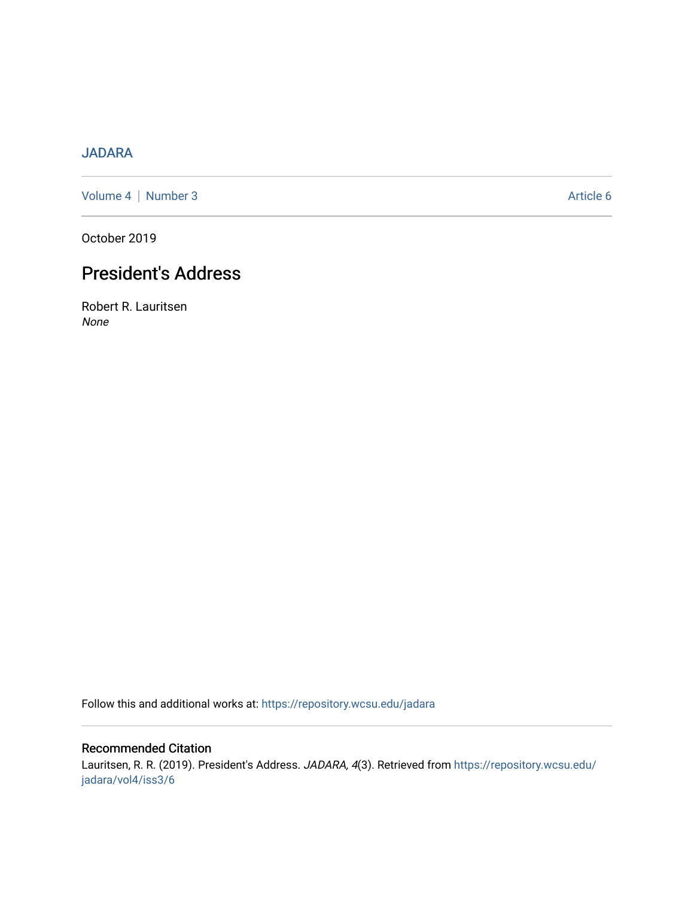JADARA

Volume 4 | Number 3 Article 6

October 2019

# President's Address

Robert R. Lauritsen
*None*

Follow this and additional works at: https://repository.wcsu.edu/jadara

## Recommended Citation

Lauritsen, R. R. (2019). President's Address. *JADARA, 4*(3). Retrieved from https://repository.wcsu.edu/jadara/vol4/iss3/6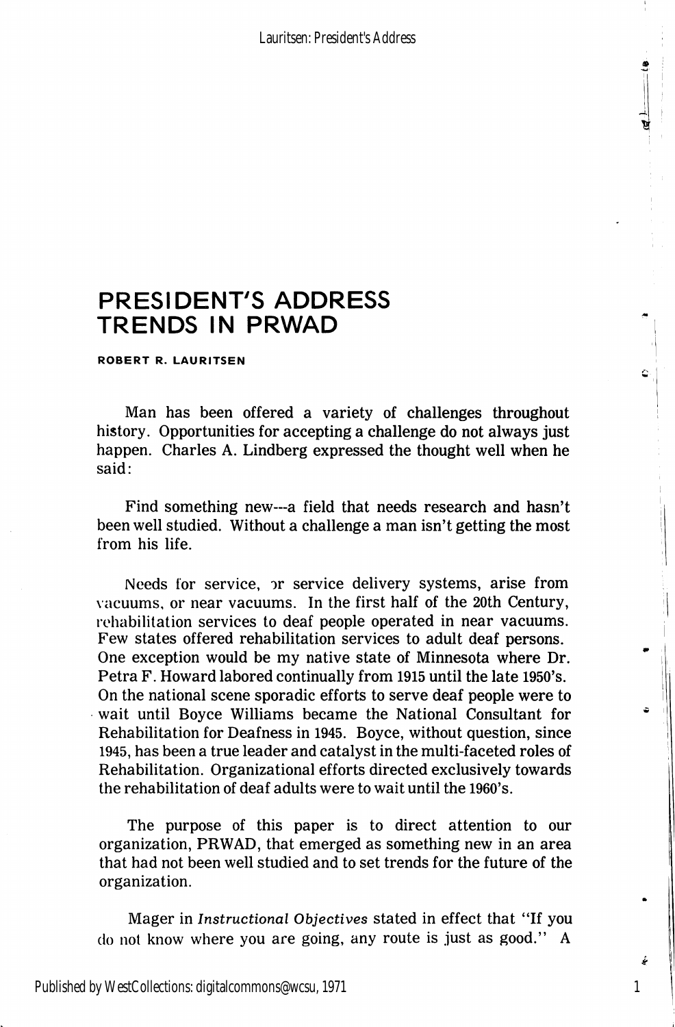# PRESIDENT'S ADDRESS TRENDS IN PRWAD

**ROBERT R. LAURITSEN**

Man has been offered a variety of challenges throughout history. Opportunities for accepting a challenge do not always just happen. Charles A. Lindberg expressed the thought well when he said:

Find something new---a field that needs research and hasn't been well studied. Without a challenge a man isn't getting the most from his life.

Needs for service, or service delivery systems, arise from vacuums, or near vacuums. In the first half of the 20th Century, rehabilitation services to deaf people operated in near vacuums. Few states offered rehabilitation services to adult deaf persons. One exception would be my native state of Minnesota where Dr. Petra F. Howard labored continually from 1915 until the late 1950's. On the national scene sporadic efforts to serve deaf people were to wait until Boyce Williams became the National Consultant for Rehabilitation for Deafness in 1945. Boyce, without question, since 1945, has been a true leader and catalyst in the multi-faceted roles of Rehabilitation. Organizational efforts directed exclusively towards the rehabilitation of deaf adults were to wait until the 1960's.

The purpose of this paper is to direct attention to our organization, PRWAD, that emerged as something new in an area that had not been well studied and to set trends for the future of the organization.

Mager in *Instructional Objectives* stated in effect that "If you do not know where you are going, any route is just as good." A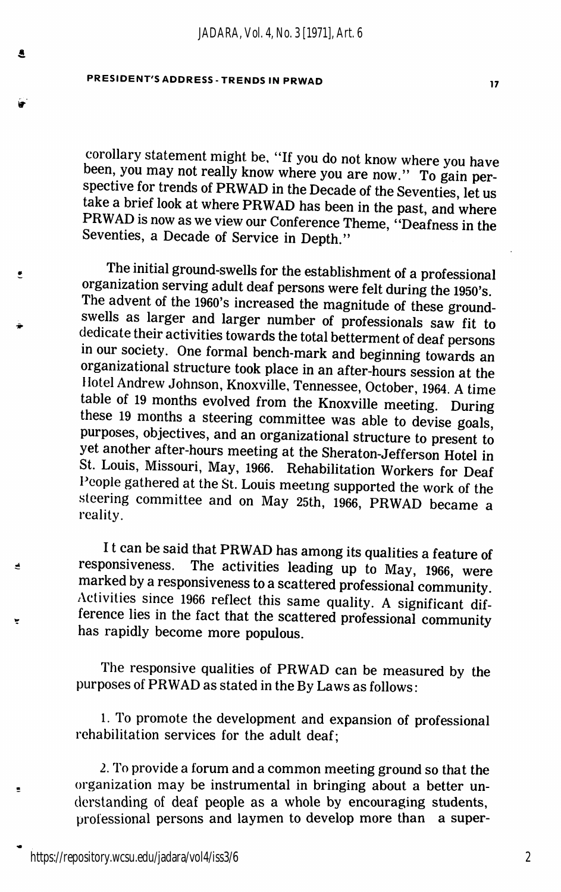corollary statement might be, "If you do not know where you have been, you may not really know where you are now." To gain perspective for trends of PRWAD in the Decade of the Seventies, let us take a brief look at where PRWAD has been in the past, and where PRWAD is now as we view our Conference Theme, "Deafness in the Seventies, a Decade of Service in Depth."

The initial ground-swells for the establishment of a professional organization serving adult deaf persons were felt during the 1950's. The advent of the 1960's increased the magnitude of these ground-swells as larger and larger number of professionals saw fit to dedicate their activities towards the total betterment of deaf persons in our society. One formal bench-mark and beginning towards an organizational structure took place in an after-hours session at the Hotel Andrew Johnson, Knoxville, Tennessee, October, 1964. A time table of 19 months evolved from the Knoxville meeting. During these 19 months a steering committee was able to devise goals, purposes, objectives, and an organizational structure to present to yet another after-hours meeting at the Sheraton-Jefferson Hotel in St. Louis, Missouri, May, 1966. Rehabilitation Workers for Deaf People gathered at the St. Louis meeting supported the work of the steering committee and on May 25th, 1966, PRWAD became a reality.

It can be said that PRWAD has among its qualities a feature of responsiveness. The activities leading up to May, 1966, were marked by a responsiveness to a scattered professional community. Activities since 1966 reflect this same quality. A significant difference lies in the fact that the scattered professional community has rapidly become more populous.

The responsive qualities of PRWAD can be measured by the purposes of PRWAD as stated in the By Laws as follows:

1. To promote the development and expansion of professional rehabilitation services for the adult deaf;

2. To provide a forum and a common meeting ground so that the organization may be instrumental in bringing about a better understanding of deaf people as a whole by encouraging students, professional persons and laymen to develop more than a super-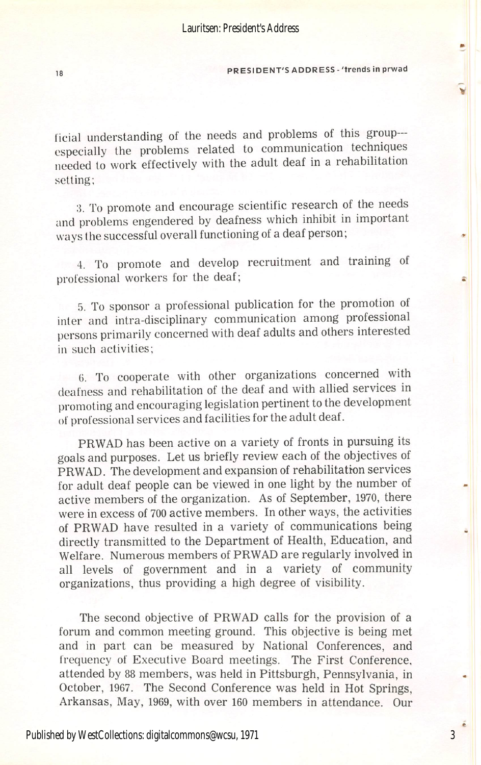ficial understanding of the needs and problems of this group---especially the problems related to communication techniques needed to work effectively with the adult deaf in a rehabilitation setting;

3. To promote and encourage scientific research of the needs and problems engendered by deafness which inhibit in important ways the successful overall functioning of a deaf person;

4. To promote and develop recruitment and training of professional workers for the deaf;

5. To sponsor a professional publication for the promotion of inter and intra-disciplinary communication among professional persons primarily concerned with deaf adults and others interested in such activities;

6. To cooperate with other organizations concerned with deafness and rehabilitation of the deaf and with allied services in promoting and encouraging legislation pertinent to the development of professional services and facilities for the adult deaf.

PRWAD has been active on a variety of fronts in pursuing its goals and purposes. Let us briefly review each of the objectives of PRWAD. The development and expansion of rehabilitation services for adult deaf people can be viewed in one light by the number of active members of the organization. As of September, 1970, there were in excess of 700 active members. In other ways, the activities of PRWAD have resulted in a variety of communications being directly transmitted to the Department of Health, Education, and Welfare. Numerous members of PRWAD are regularly involved in all levels of government and in a variety of community organizations, thus providing a high degree of visibility.

The second objective of PRWAD calls for the provision of a forum and common meeting ground. This objective is being met and in part can be measured by National Conferences, and frequency of Executive Board meetings. The First Conference, attended by 88 members, was held in Pittsburgh, Pennsylvania, in October, 1967. The Second Conference was held in Hot Springs, Arkansas, May, 1969, with over 160 members in attendance. Our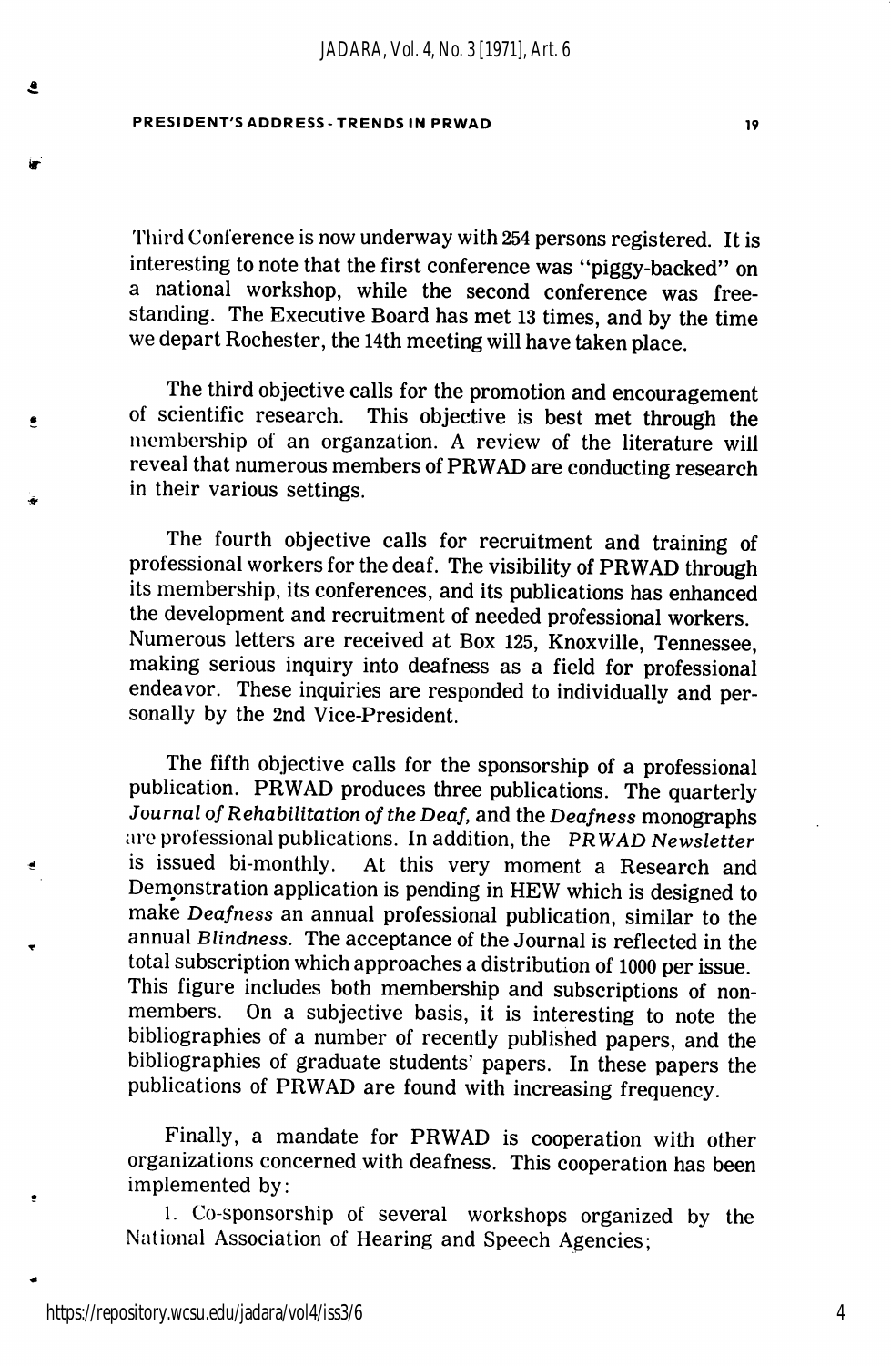Third Conference is now underway with 254 persons registered. It is interesting to note that the first conference was "piggy-backed" on a national workshop, while the second conference was free-standing. The Executive Board has met 13 times, and by the time we depart Rochester, the 14th meeting will have taken place.

The third objective calls for the promotion and encouragement of scientific research. This objective is best met through the membership of an organzation. A review of the literature will reveal that numerous members of PRWAD are conducting research in their various settings.

The fourth objective calls for recruitment and training of professional workers for the deaf. The visibility of PRWAD through its membership, its conferences, and its publications has enhanced the development and recruitment of needed professional workers. Numerous letters are received at Box 125, Knoxville, Tennessee, making serious inquiry into deafness as a field for professional endeavor. These inquiries are responded to individually and personally by the 2nd Vice-President.

The fifth objective calls for the sponsorship of a professional publication. PRWAD produces three publications. The quarterly *Journal of Rehabilitation of the Deaf*, and the *Deafness* monographs are professional publications. In addition, the *PRWAD Newsletter* is issued bi-monthly. At this very moment a Research and Demonstration application is pending in HEW which is designed to make *Deafness* an annual professional publication, similar to the annual *Blindness*. The acceptance of the Journal is reflected in the total subscription which approaches a distribution of 1000 per issue. This figure includes both membership and subscriptions of non-members. On a subjective basis, it is interesting to note the bibliographies of a number of recently published papers, and the bibliographies of graduate students' papers. In these papers the publications of PRWAD are found with increasing frequency.

Finally, a mandate for PRWAD is cooperation with other organizations concerned with deafness. This cooperation has been implemented by:

1. Co-sponsorship of several workshops organized by the National Association of Hearing and Speech Agencies;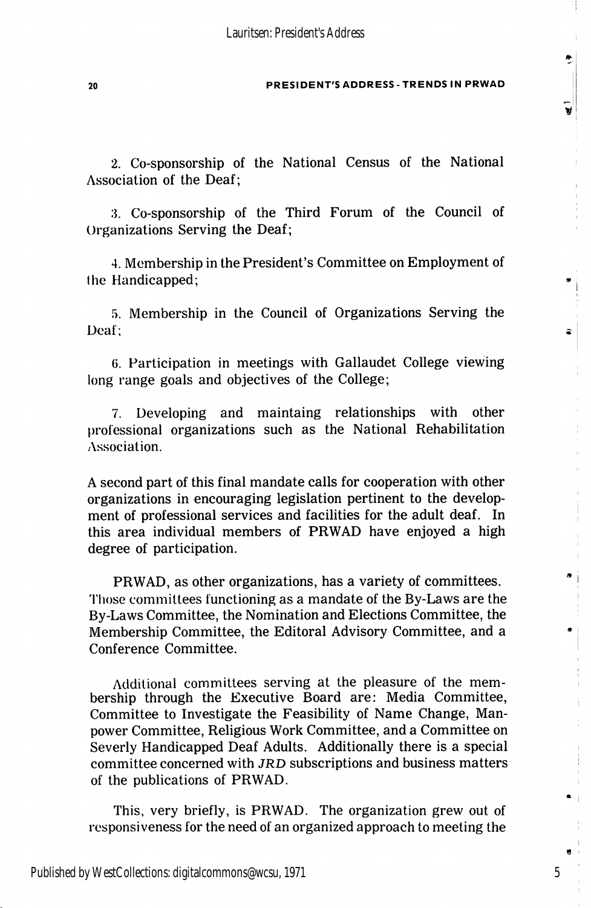2. Co-sponsorship of the National Census of the National Association of the Deaf;

3. Co-sponsorship of the Third Forum of the Council of Organizations Serving the Deaf;

4. Membership in the President's Committee on Employment of the Handicapped;

5. Membership in the Council of Organizations Serving the Deaf;

6. Participation in meetings with Gallaudet College viewing long range goals and objectives of the College;

7. Developing and maintaing relationships with other professional organizations such as the National Rehabilitation Association.

A second part of this final mandate calls for cooperation with other organizations in encouraging legislation pertinent to the development of professional services and facilities for the adult deaf. In this area individual members of PRWAD have enjoyed a high degree of participation.

PRWAD, as other organizations, has a variety of committees. Those committees functioning as a mandate of the By-Laws are the By-Laws Committee, the Nomination and Elections Committee, the Membership Committee, the Editoral Advisory Committee, and a Conference Committee.

Additional committees serving at the pleasure of the membership through the Executive Board are: Media Committee, Committee to Investigate the Feasibility of Name Change, Manpower Committee, Religious Work Committee, and a Committee on Severly Handicapped Deaf Adults. Additionally there is a special committee concerned with *JRD* subscriptions and business matters of the publications of PRWAD.

This, very briefly, is PRWAD. The organization grew out of responsiveness for the need of an organized approach to meeting the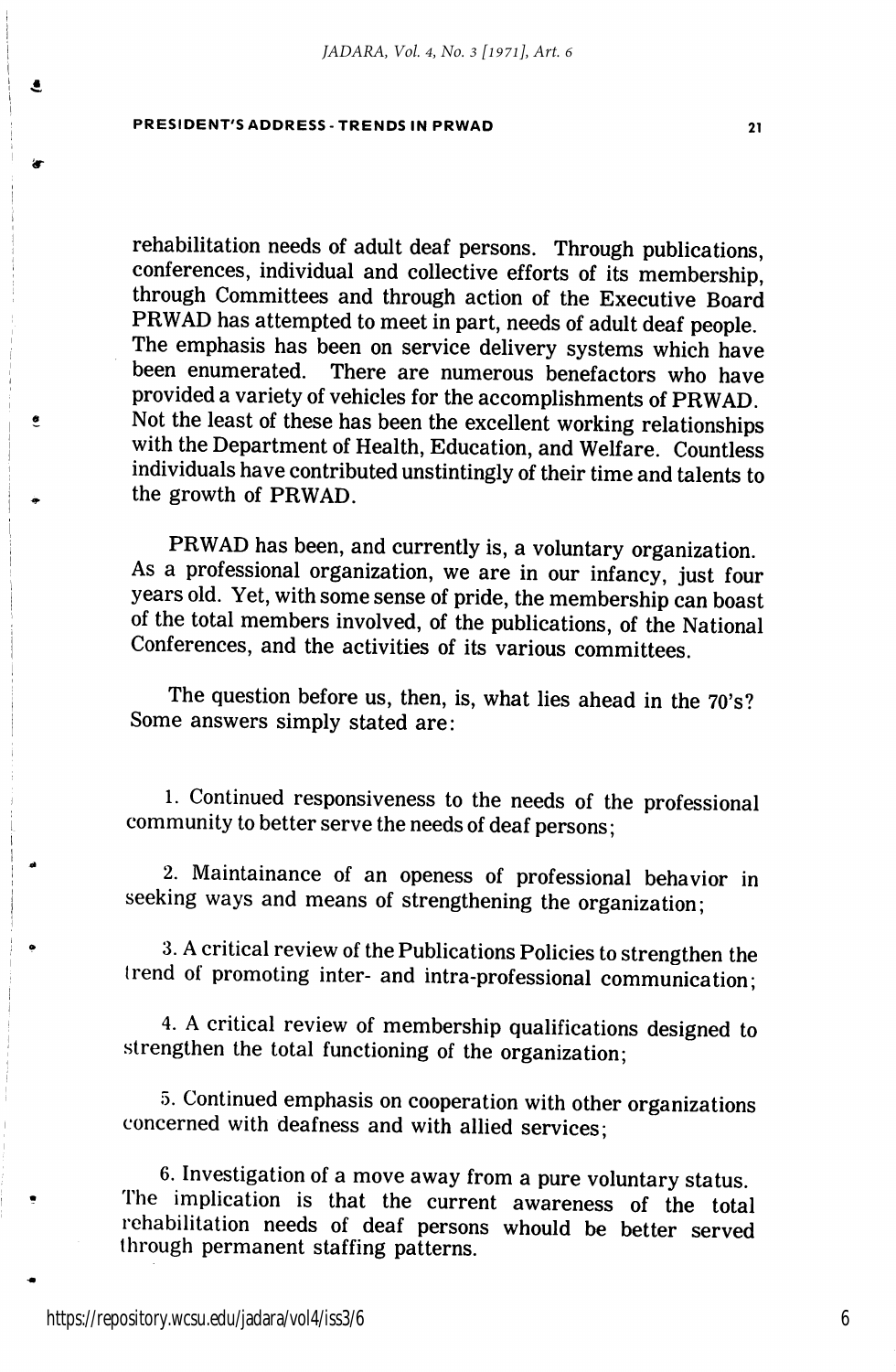rehabilitation needs of adult deaf persons. Through publications, conferences, individual and collective efforts of its membership, through Committees and through action of the Executive Board PRWAD has attempted to meet in part, needs of adult deaf people. The emphasis has been on service delivery systems which have been enumerated. There are numerous benefactors who have provided a variety of vehicles for the accomplishments of PRWAD. Not the least of these has been the excellent working relationships with the Department of Health, Education, and Welfare. Countless individuals have contributed unstintingly of their time and talents to the growth of PRWAD.

PRWAD has been, and currently is, a voluntary organization. As a professional organization, we are in our infancy, just four years old. Yet, with some sense of pride, the membership can boast of the total members involved, of the publications, of the National Conferences, and the activities of its various committees.

The question before us, then, is, what lies ahead in the 70's? Some answers simply stated are:

1. Continued responsiveness to the needs of the professional community to better serve the needs of deaf persons;

2. Maintainance of an openess of professional behavior in seeking ways and means of strengthening the organization;

3. A critical review of the Publications Policies to strengthen the trend of promoting inter- and intra-professional communication;

4. A critical review of membership qualifications designed to strengthen the total functioning of the organization;

5. Continued emphasis on cooperation with other organizations concerned with deafness and with allied services;

6. Investigation of a move away from a pure voluntary status. The implication is that the current awareness of the total rehabilitation needs of deaf persons whould be better served through permanent staffing patterns.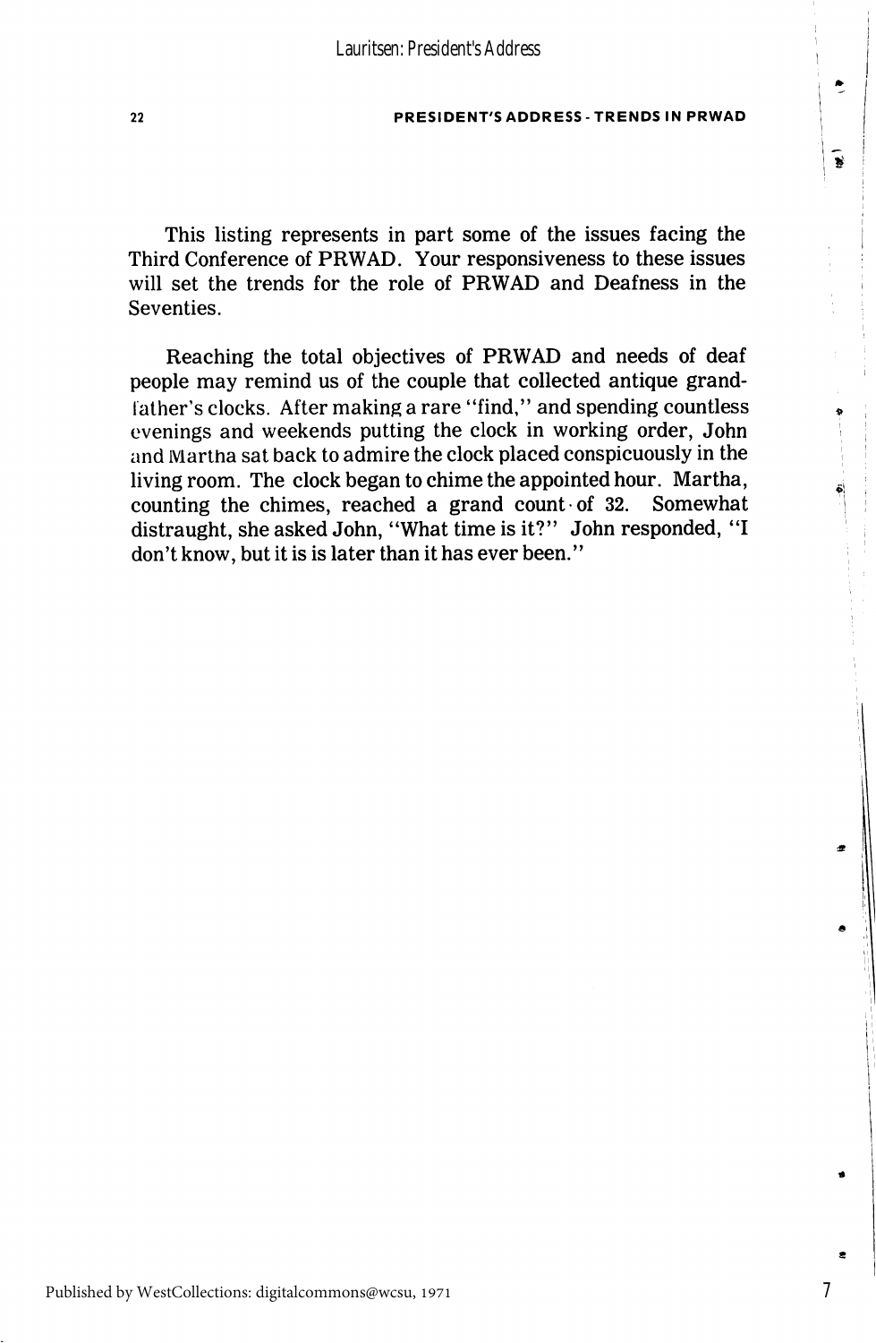This listing represents in part some of the issues facing the Third Conference of PRWAD. Your responsiveness to these issues will set the trends for the role of PRWAD and Deafness in the Seventies.

Reaching the total objectives of PRWAD and needs of deaf people may remind us of the couple that collected antique grandfather's clocks. After making a rare "find," and spending countless evenings and weekends putting the clock in working order, John and Martha sat back to admire the clock placed conspicuously in the living room. The clock began to chime the appointed hour. Martha, counting the chimes, reached a grand count of 32. Somewhat distraught, she asked John, "What time is it?" John responded, "I don't know, but it is is later than it has ever been."